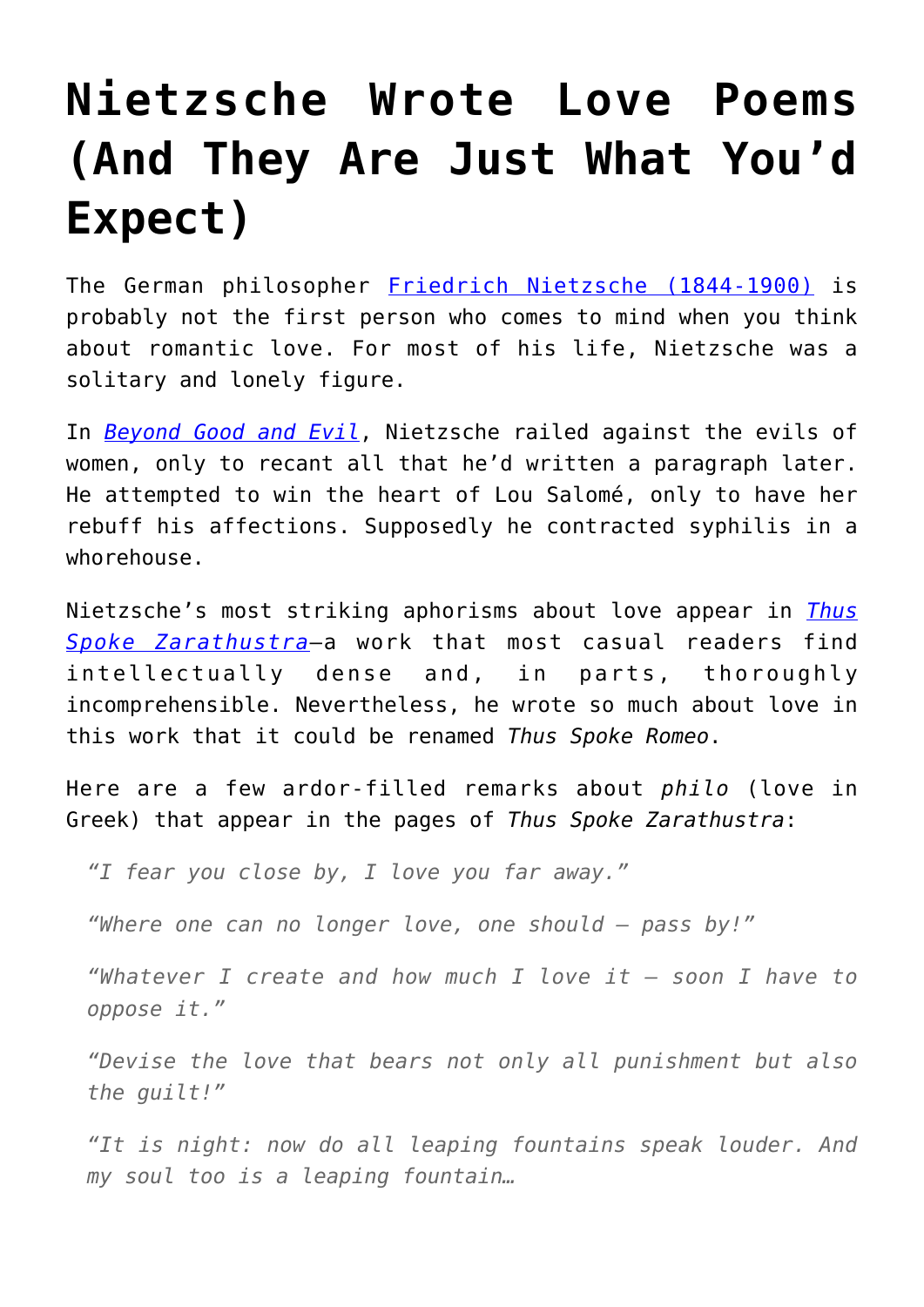# Nietzsche Wrote Love Poems (And They Are Just What You'd Expect)

The German philosopher Friedrich Nietzsche (1844-1900) is probably not the first person who comes to mind when you think about romantic love. For most of his life, Nietzsche was a solitary and lonely figure.

In *Beyond Good and Evil*, Nietzsche railed against the evils of women, only to recant all that he'd written a paragraph later. He attempted to win the heart of Lou Salomé, only to have her rebuff his affections. Supposedly he contracted syphilis in a whorehouse.

Nietzsche's most striking aphorisms about love appear in *Thus Spoke Zarathustra*—a work that most casual readers find intellectually dense and, in parts, thoroughly incomprehensible. Nevertheless, he wrote so much about love in this work that it could be renamed *Thus Spoke Romeo*.

Here are a few ardor-filled remarks about *philo* (love in Greek) that appear in the pages of *Thus Spoke Zarathustra*:

> *"I fear you close by, I love you far away."*
>
> *"Where one can no longer love, one should – pass by!"*
>
> *"Whatever I create and how much I love it – soon I have to oppose it."*
>
> *"Devise the love that bears not only all punishment but also the guilt!"*
>
> *"It is night: now do all leaping fountains speak louder. And my soul too is a leaping fountain…*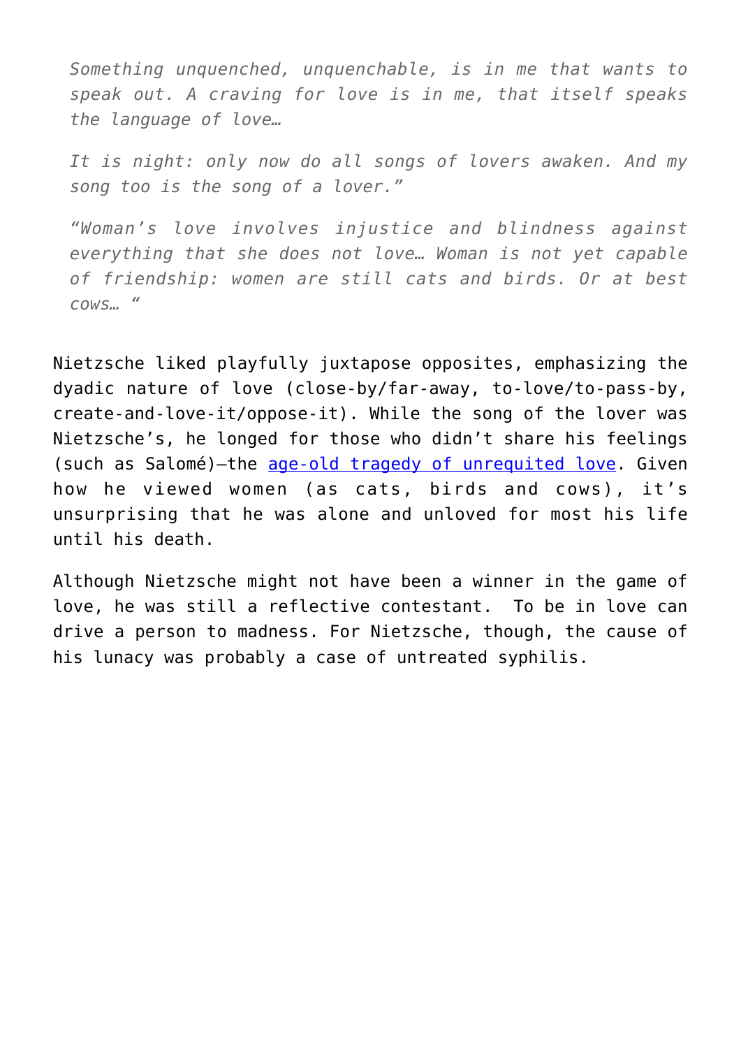*Something unquenched, unquenchable, is in me that wants to speak out. A craving for love is in me, that itself speaks the language of love…*

*It is night: only now do all songs of lovers awaken. And my song too is the song of a lover."*

*"Woman's love involves injustice and blindness against everything that she does not love… Woman is not yet capable of friendship: women are still cats and birds. Or at best cows… "*

Nietzsche liked playfully juxtapose opposites, emphasizing the dyadic nature of love (close-by/far-away, to-love/to-pass-by, create-and-love-it/oppose-it). While the song of the lover was Nietzsche's, he longed for those who didn't share his feelings (such as Salomé)—the age-old tragedy of unrequited love. Given how he viewed women (as cats, birds and cows), it's unsurprising that he was alone and unloved for most his life until his death.

Although Nietzsche might not have been a winner in the game of love, he was still a reflective contestant. To be in love can drive a person to madness. For Nietzsche, though, the cause of his lunacy was probably a case of untreated syphilis.